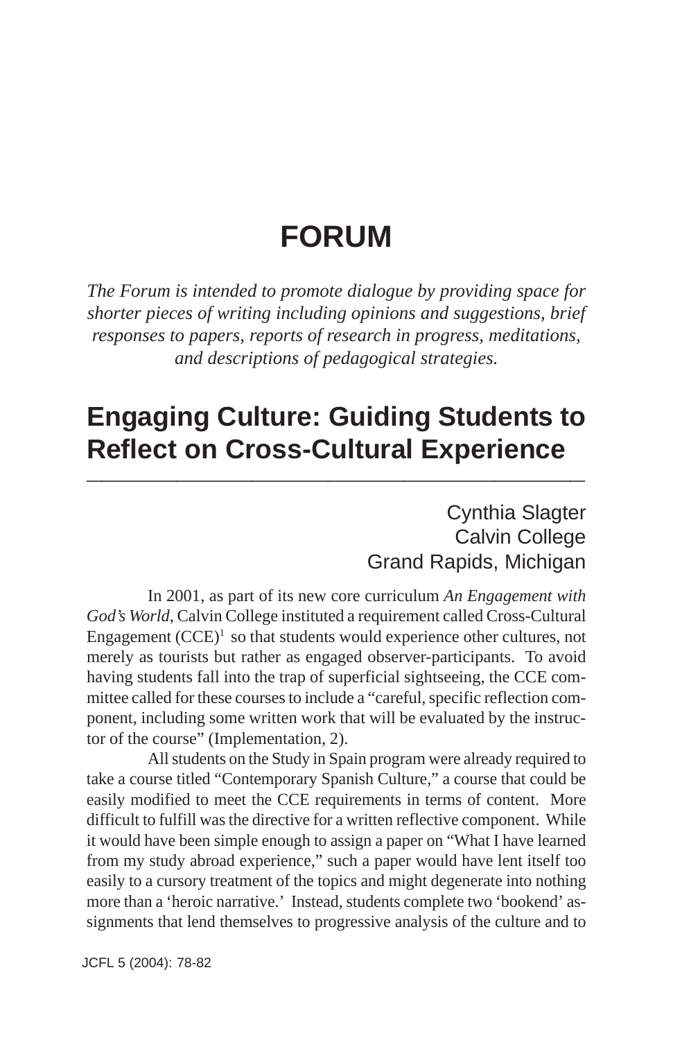# FORUM

*The Forum is intended to promote dialogue by providing space for shorter pieces of writing including opinions and suggestions, brief responses to papers, reports of research in progress, meditations, and descriptions of pedagogical strategies.*

## Engaging Culture: Guiding Students to Reflect on Cross-Cultural Experience

Cynthia Slagter
Calvin College
Grand Rapids, Michigan

In 2001, as part of its new core curriculum *An Engagement with God's World*, Calvin College instituted a requirement called Cross-Cultural Engagement (CCE)[1] so that students would experience other cultures, not merely as tourists but rather as engaged observer-participants. To avoid having students fall into the trap of superficial sightseeing, the CCE committee called for these courses to include a "careful, specific reflection component, including some written work that will be evaluated by the instructor of the course" (Implementation, 2).

All students on the Study in Spain program were already required to take a course titled "Contemporary Spanish Culture," a course that could be easily modified to meet the CCE requirements in terms of content. More difficult to fulfill was the directive for a written reflective component. While it would have been simple enough to assign a paper on "What I have learned from my study abroad experience," such a paper would have lent itself too easily to a cursory treatment of the topics and might degenerate into nothing more than a 'heroic narrative.' Instead, students complete two 'bookend' assignments that lend themselves to progressive analysis of the culture and to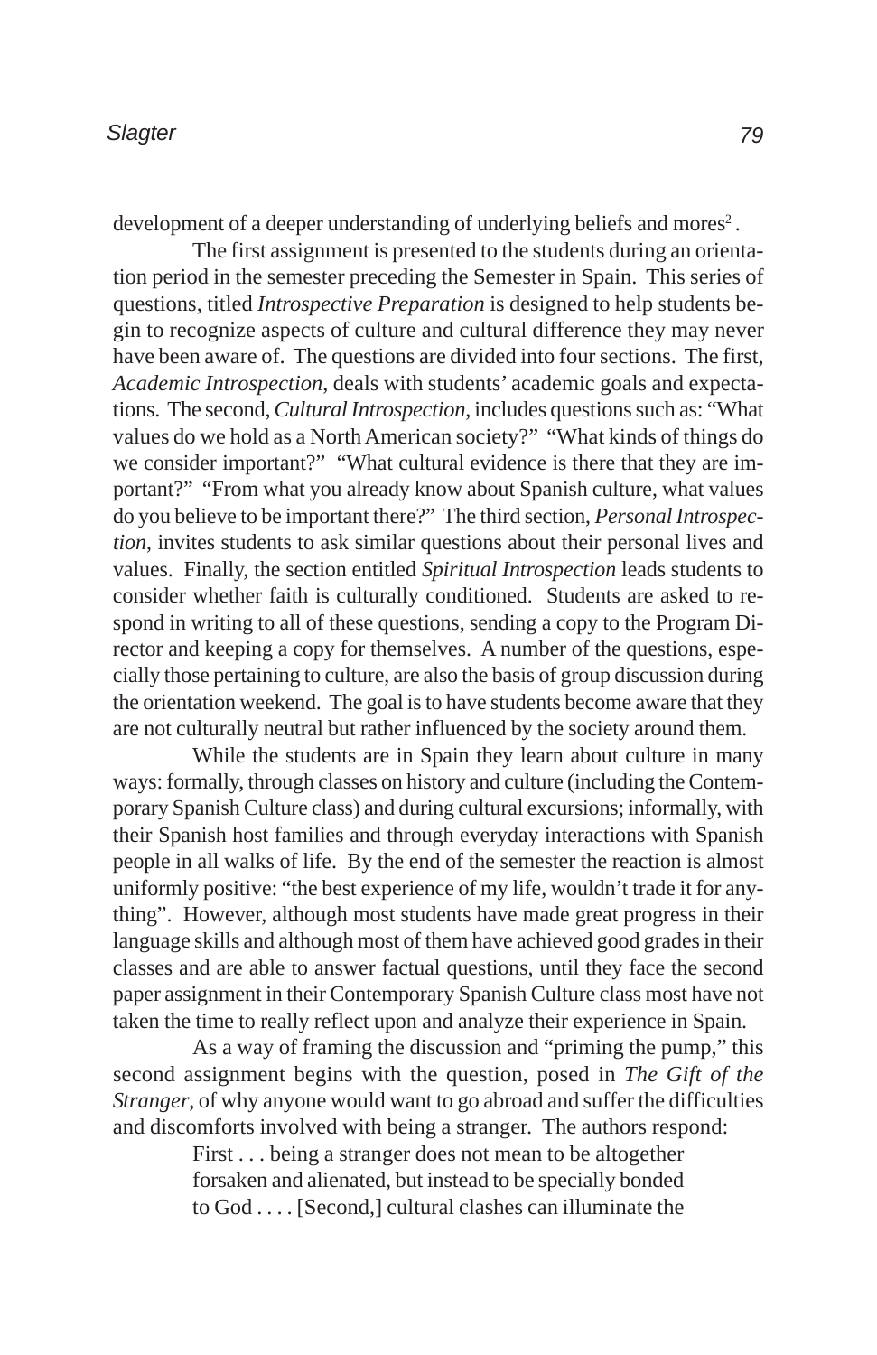development of a deeper understanding of underlying beliefs and mores[2].

The first assignment is presented to the students during an orientation period in the semester preceding the Semester in Spain. This series of questions, titled *Introspective Preparation* is designed to help students begin to recognize aspects of culture and cultural difference they may never have been aware of. The questions are divided into four sections. The first, *Academic Introspection*, deals with students' academic goals and expectations. The second, *Cultural Introspection*, includes questions such as: "What values do we hold as a North American society?" "What kinds of things do we consider important?" "What cultural evidence is there that they are important?" "From what you already know about Spanish culture, what values do you believe to be important there?" The third section, *Personal Introspection*, invites students to ask similar questions about their personal lives and values. Finally, the section entitled *Spiritual Introspection* leads students to consider whether faith is culturally conditioned. Students are asked to respond in writing to all of these questions, sending a copy to the Program Director and keeping a copy for themselves. A number of the questions, especially those pertaining to culture, are also the basis of group discussion during the orientation weekend. The goal is to have students become aware that they are not culturally neutral but rather influenced by the society around them.

While the students are in Spain they learn about culture in many ways: formally, through classes on history and culture (including the Contemporary Spanish Culture class) and during cultural excursions; informally, with their Spanish host families and through everyday interactions with Spanish people in all walks of life. By the end of the semester the reaction is almost uniformly positive: "the best experience of my life, wouldn't trade it for anything". However, although most students have made great progress in their language skills and although most of them have achieved good grades in their classes and are able to answer factual questions, until they face the second paper assignment in their Contemporary Spanish Culture class most have not taken the time to really reflect upon and analyze their experience in Spain.

As a way of framing the discussion and "priming the pump," this second assignment begins with the question, posed in *The Gift of the Stranger*, of why anyone would want to go abroad and suffer the difficulties and discomforts involved with being a stranger. The authors respond:

> First . . . being a stranger does not mean to be altogether forsaken and alienated, but instead to be specially bonded to God . . . . [Second,] cultural clashes can illuminate the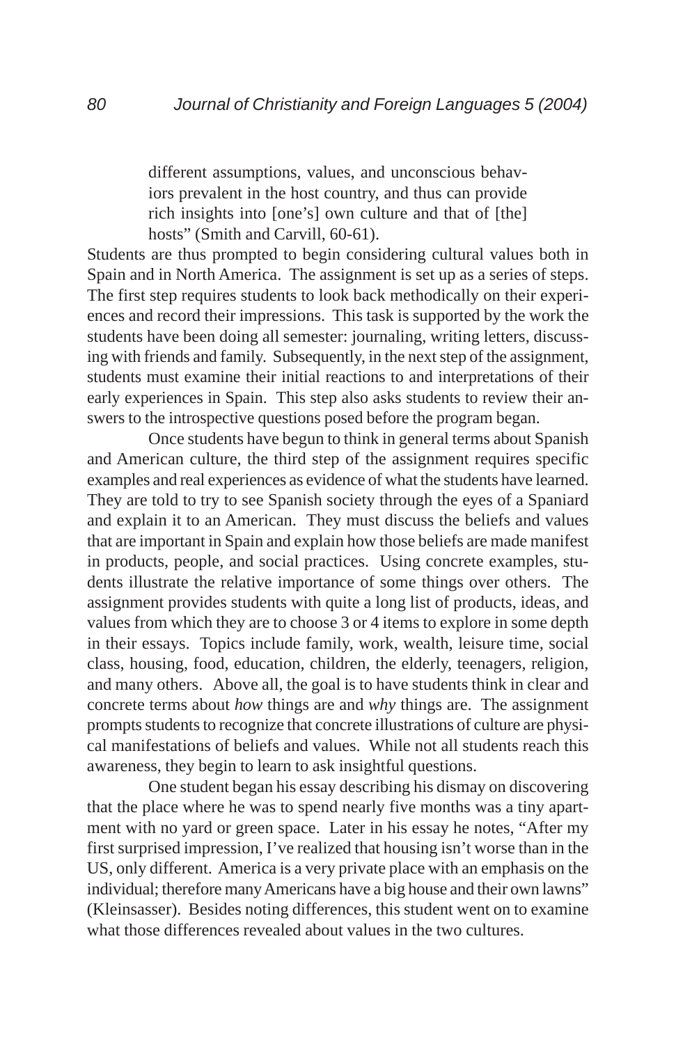> different assumptions, values, and unconscious behaviors prevalent in the host country, and thus can provide rich insights into [one's] own culture and that of [the] hosts" (Smith and Carvill, 60-61).

Students are thus prompted to begin considering cultural values both in Spain and in North America. The assignment is set up as a series of steps. The first step requires students to look back methodically on their experiences and record their impressions. This task is supported by the work the students have been doing all semester: journaling, writing letters, discussing with friends and family. Subsequently, in the next step of the assignment, students must examine their initial reactions to and interpretations of their early experiences in Spain. This step also asks students to review their answers to the introspective questions posed before the program began.

Once students have begun to think in general terms about Spanish and American culture, the third step of the assignment requires specific examples and real experiences as evidence of what the students have learned. They are told to try to see Spanish society through the eyes of a Spaniard and explain it to an American. They must discuss the beliefs and values that are important in Spain and explain how those beliefs are made manifest in products, people, and social practices. Using concrete examples, students illustrate the relative importance of some things over others. The assignment provides students with quite a long list of products, ideas, and values from which they are to choose 3 or 4 items to explore in some depth in their essays. Topics include family, work, wealth, leisure time, social class, housing, food, education, children, the elderly, teenagers, religion, and many others. Above all, the goal is to have students think in clear and concrete terms about *how* things are and *why* things are. The assignment prompts students to recognize that concrete illustrations of culture are physical manifestations of beliefs and values. While not all students reach this awareness, they begin to learn to ask insightful questions.

One student began his essay describing his dismay on discovering that the place where he was to spend nearly five months was a tiny apartment with no yard or green space. Later in his essay he notes, "After my first surprised impression, I've realized that housing isn't worse than in the US, only different. America is a very private place with an emphasis on the individual; therefore many Americans have a big house and their own lawns" (Kleinsasser). Besides noting differences, this student went on to examine what those differences revealed about values in the two cultures.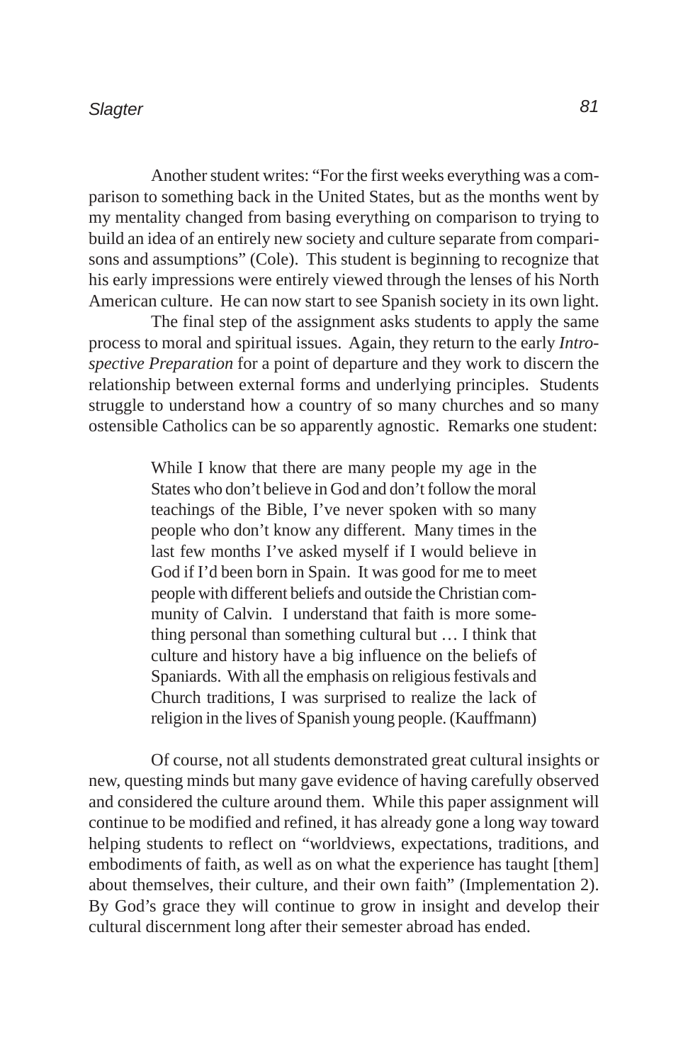Another student writes: "For the first weeks everything was a comparison to something back in the United States, but as the months went by my mentality changed from basing everything on comparison to trying to build an idea of an entirely new society and culture separate from comparisons and assumptions" (Cole). This student is beginning to recognize that his early impressions were entirely viewed through the lenses of his North American culture. He can now start to see Spanish society in its own light.

The final step of the assignment asks students to apply the same process to moral and spiritual issues. Again, they return to the early *Introspective Preparation* for a point of departure and they work to discern the relationship between external forms and underlying principles. Students struggle to understand how a country of so many churches and so many ostensible Catholics can be so apparently agnostic. Remarks one student:

> While I know that there are many people my age in the States who don't believe in God and don't follow the moral teachings of the Bible, I've never spoken with so many people who don't know any different. Many times in the last few months I've asked myself if I would believe in God if I'd been born in Spain. It was good for me to meet people with different beliefs and outside the Christian community of Calvin. I understand that faith is more something personal than something cultural but … I think that culture and history have a big influence on the beliefs of Spaniards. With all the emphasis on religious festivals and Church traditions, I was surprised to realize the lack of religion in the lives of Spanish young people. (Kauffmann)

Of course, not all students demonstrated great cultural insights or new, questing minds but many gave evidence of having carefully observed and considered the culture around them. While this paper assignment will continue to be modified and refined, it has already gone a long way toward helping students to reflect on "worldviews, expectations, traditions, and embodiments of faith, as well as on what the experience has taught [them] about themselves, their culture, and their own faith" (Implementation 2). By God's grace they will continue to grow in insight and develop their cultural discernment long after their semester abroad has ended.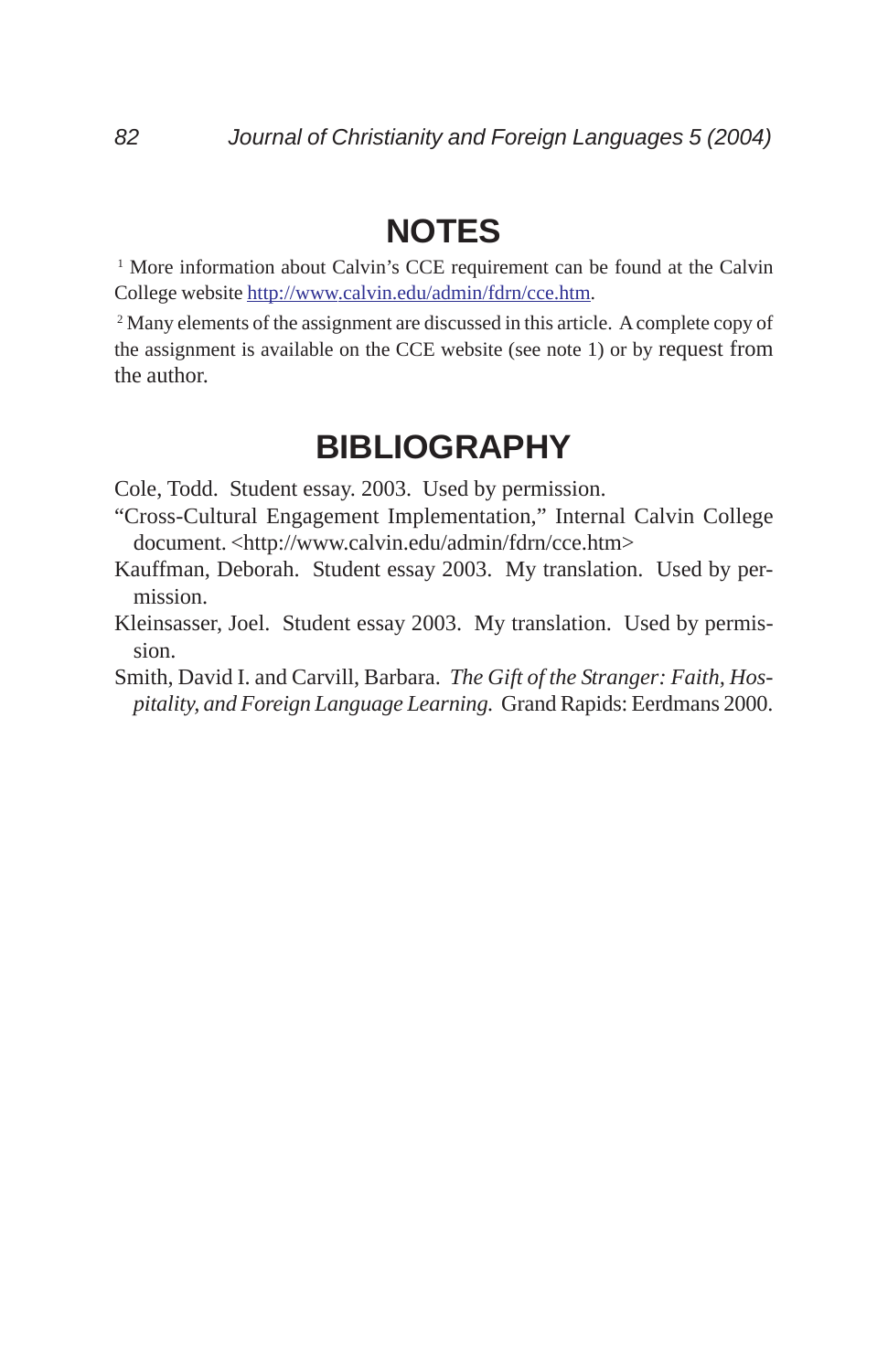## NOTES

[1] More information about Calvin's CCE requirement can be found at the Calvin College website http://www.calvin.edu/admin/fdrn/cce.htm.

[2] Many elements of the assignment are discussed in this article. A complete copy of the assignment is available on the CCE website (see note 1) or by request from the author.

## BIBLIOGRAPHY

Cole, Todd. Student essay. 2003. Used by permission.

"Cross-Cultural Engagement Implementation," Internal Calvin College document. <http://www.calvin.edu/admin/fdrn/cce.htm>

Kauffman, Deborah. Student essay 2003. My translation. Used by permission.

Kleinsasser, Joel. Student essay 2003. My translation. Used by permission.

Smith, David I. and Carvill, Barbara. *The Gift of the Stranger: Faith, Hospitality, and Foreign Language Learning.* Grand Rapids: Eerdmans 2000.